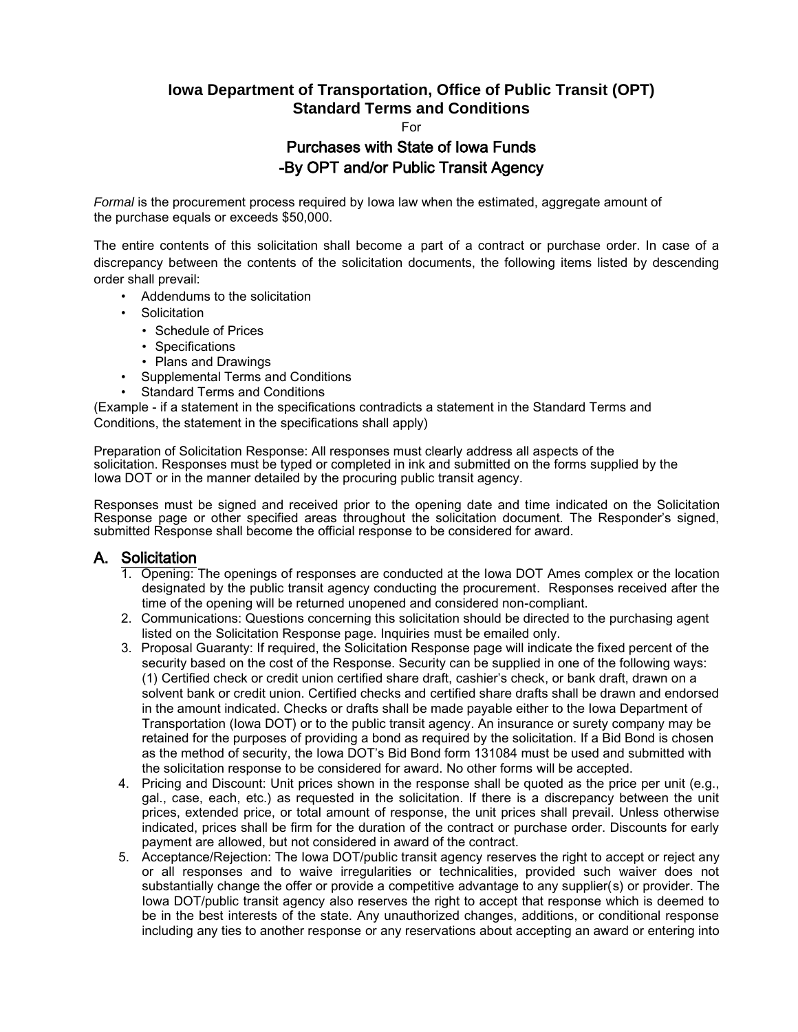# Iowa Department of Transportation, Office of Public Transit (OPT) Standard Terms and Conditions

For

## Purchases with State of Iowa Funds -By OPT and/or Public Transit Agency

*Formal* is the procurement process required by Iowa law when the estimated, aggregate amount of the purchase equals or exceeds $50,000.

The entire contents of this solicitation shall become a part of a contract or purchase order. In case of a discrepancy between the contents of the solicitation documents, the following items listed by descending order shall prevail:

- Addendums to the solicitation
- Solicitation
  - Schedule of Prices
  - Specifications
  - Plans and Drawings
- Supplemental Terms and Conditions
- Standard Terms and Conditions

(Example - if a statement in the specifications contradicts a statement in the Standard Terms and Conditions, the statement in the specifications shall apply)

Preparation of Solicitation Response: All responses must clearly address all aspects of the solicitation. Responses must be typed or completed in ink and submitted on the forms supplied by the Iowa DOT or in the manner detailed by the procuring public transit agency.

Responses must be signed and received prior to the opening date and time indicated on the Solicitation Response page or other specified areas throughout the solicitation document. The Responder's signed, submitted Response shall become the official response to be considered for award.

## A. Solicitation

1. Opening: The openings of responses are conducted at the Iowa DOT Ames complex or the location designated by the public transit agency conducting the procurement. Responses received after the time of the opening will be returned unopened and considered non-compliant.
2. Communications: Questions concerning this solicitation should be directed to the purchasing agent listed on the Solicitation Response page. Inquiries must be emailed only.
3. Proposal Guaranty: If required, the Solicitation Response page will indicate the fixed percent of the security based on the cost of the Response. Security can be supplied in one of the following ways: (1) Certified check or credit union certified share draft, cashier's check, or bank draft, drawn on a solvent bank or credit union. Certified checks and certified share drafts shall be drawn and endorsed in the amount indicated. Checks or drafts shall be made payable either to the Iowa Department of Transportation (Iowa DOT) or to the public transit agency. An insurance or surety company may be retained for the purposes of providing a bond as required by the solicitation. If a Bid Bond is chosen as the method of security, the Iowa DOT's Bid Bond form 131084 must be used and submitted with the solicitation response to be considered for award. No other forms will be accepted.
4. Pricing and Discount: Unit prices shown in the response shall be quoted as the price per unit (e.g., gal., case, each, etc.) as requested in the solicitation. If there is a discrepancy between the unit prices, extended price, or total amount of response, the unit prices shall prevail. Unless otherwise indicated, prices shall be firm for the duration of the contract or purchase order. Discounts for early payment are allowed, but not considered in award of the contract.
5. Acceptance/Rejection: The Iowa DOT/public transit agency reserves the right to accept or reject any or all responses and to waive irregularities or technicalities, provided such waiver does not substantially change the offer or provide a competitive advantage to any supplier(s) or provider. The Iowa DOT/public transit agency also reserves the right to accept that response which is deemed to be in the best interests of the state. Any unauthorized changes, additions, or conditional response including any ties to another response or any reservations about accepting an award or entering into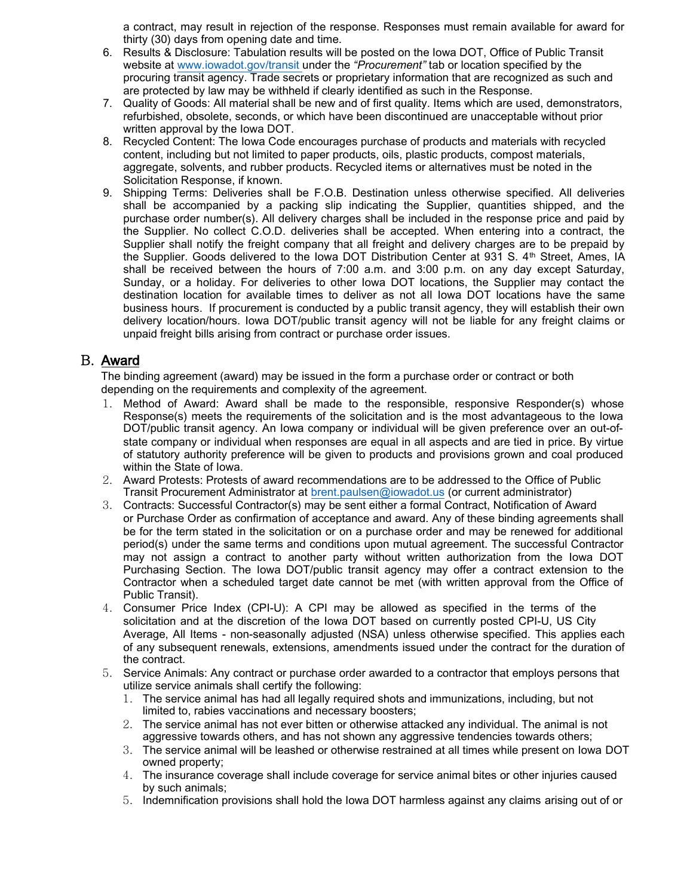a contract, may result in rejection of the response. Responses must remain available for award for thirty (30) days from opening date and time.

6. Results & Disclosure: Tabulation results will be posted on the Iowa DOT, Office of Public Transit website at www.iowadot.gov/transit under the *"Procurement"* tab or location specified by the procuring transit agency. Trade secrets or proprietary information that are recognized as such and are protected by law may be withheld if clearly identified as such in the Response.
7. Quality of Goods: All material shall be new and of first quality. Items which are used, demonstrators, refurbished, obsolete, seconds, or which have been discontinued are unacceptable without prior written approval by the Iowa DOT.
8. Recycled Content: The Iowa Code encourages purchase of products and materials with recycled content, including but not limited to paper products, oils, plastic products, compost materials, aggregate, solvents, and rubber products. Recycled items or alternatives must be noted in the Solicitation Response, if known.
9. Shipping Terms: Deliveries shall be F.O.B. Destination unless otherwise specified. All deliveries shall be accompanied by a packing slip indicating the Supplier, quantities shipped, and the purchase order number(s). All delivery charges shall be included in the response price and paid by the Supplier. No collect C.O.D. deliveries shall be accepted. When entering into a contract, the Supplier shall notify the freight company that all freight and delivery charges are to be prepaid by the Supplier. Goods delivered to the Iowa DOT Distribution Center at 931 S. 4th Street, Ames, IA shall be received between the hours of 7:00 a.m. and 3:00 p.m. on any day except Saturday, Sunday, or a holiday. For deliveries to other Iowa DOT locations, the Supplier may contact the destination location for available times to deliver as not all Iowa DOT locations have the same business hours. If procurement is conducted by a public transit agency, they will establish their own delivery location/hours. Iowa DOT/public transit agency will not be liable for any freight claims or unpaid freight bills arising from contract or purchase order issues.

## B. Award

The binding agreement (award) may be issued in the form a purchase order or contract or both depending on the requirements and complexity of the agreement.

1. Method of Award: Award shall be made to the responsible, responsive Responder(s) whose Response(s) meets the requirements of the solicitation and is the most advantageous to the Iowa DOT/public transit agency. An Iowa company or individual will be given preference over an out-of-state company or individual when responses are equal in all aspects and are tied in price. By virtue of statutory authority preference will be given to products and provisions grown and coal produced within the State of Iowa.
2. Award Protests: Protests of award recommendations are to be addressed to the Office of Public Transit Procurement Administrator at brent.paulsen@iowadot.us (or current administrator)
3. Contracts: Successful Contractor(s) may be sent either a formal Contract, Notification of Award or Purchase Order as confirmation of acceptance and award. Any of these binding agreements shall be for the term stated in the solicitation or on a purchase order and may be renewed for additional period(s) under the same terms and conditions upon mutual agreement. The successful Contractor may not assign a contract to another party without written authorization from the Iowa DOT Purchasing Section. The Iowa DOT/public transit agency may offer a contract extension to the Contractor when a scheduled target date cannot be met (with written approval from the Office of Public Transit).
4. Consumer Price Index (CPI-U): A CPI may be allowed as specified in the terms of the solicitation and at the discretion of the Iowa DOT based on currently posted CPI-U, US City Average, All Items - non-seasonally adjusted (NSA) unless otherwise specified. This applies each of any subsequent renewals, extensions, amendments issued under the contract for the duration of the contract.
5. Service Animals: Any contract or purchase order awarded to a contractor that employs persons that utilize service animals shall certify the following:
   1. The service animal has had all legally required shots and immunizations, including, but not limited to, rabies vaccinations and necessary boosters;
   2. The service animal has not ever bitten or otherwise attacked any individual. The animal is not aggressive towards others, and has not shown any aggressive tendencies towards others;
   3. The service animal will be leashed or otherwise restrained at all times while present on Iowa DOT owned property;
   4. The insurance coverage shall include coverage for service animal bites or other injuries caused by such animals;
   5. Indemnification provisions shall hold the Iowa DOT harmless against any claims arising out of or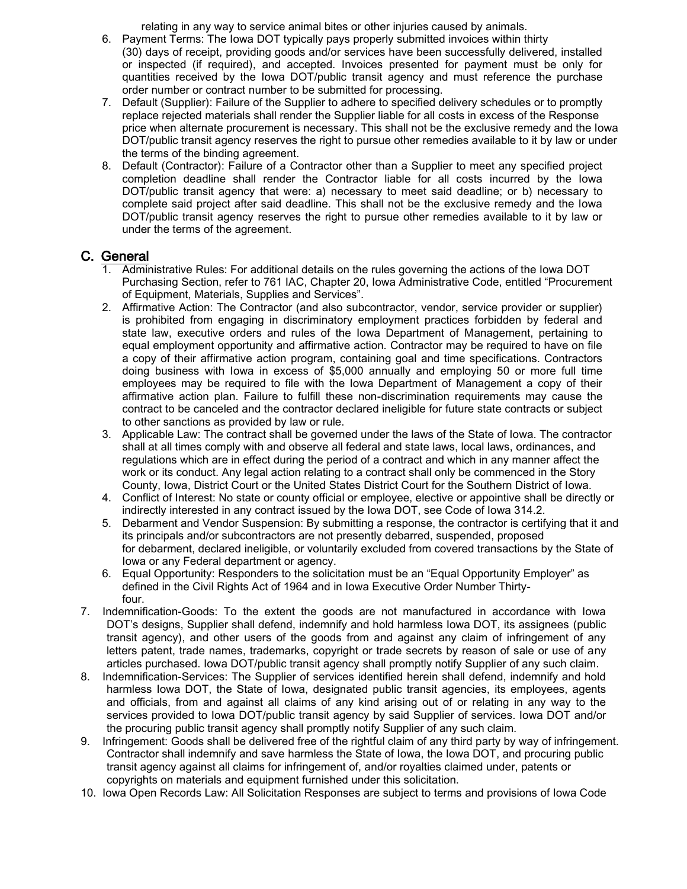relating in any way to service animal bites or other injuries caused by animals.

6. Payment Terms: The Iowa DOT typically pays properly submitted invoices within thirty (30) days of receipt, providing goods and/or services have been successfully delivered, installed or inspected (if required), and accepted. Invoices presented for payment must be only for quantities received by the Iowa DOT/public transit agency and must reference the purchase order number or contract number to be submitted for processing.
7. Default (Supplier): Failure of the Supplier to adhere to specified delivery schedules or to promptly replace rejected materials shall render the Supplier liable for all costs in excess of the Response price when alternate procurement is necessary. This shall not be the exclusive remedy and the Iowa DOT/public transit agency reserves the right to pursue other remedies available to it by law or under the terms of the binding agreement.
8. Default (Contractor): Failure of a Contractor other than a Supplier to meet any specified project completion deadline shall render the Contractor liable for all costs incurred by the Iowa DOT/public transit agency that were: a) necessary to meet said deadline; or b) necessary to complete said project after said deadline. This shall not be the exclusive remedy and the Iowa DOT/public transit agency reserves the right to pursue other remedies available to it by law or under the terms of the agreement.

## C. General

1. Administrative Rules: For additional details on the rules governing the actions of the Iowa DOT Purchasing Section, refer to 761 IAC, Chapter 20, Iowa Administrative Code, entitled "Procurement of Equipment, Materials, Supplies and Services".
2. Affirmative Action: The Contractor (and also subcontractor, vendor, service provider or supplier) is prohibited from engaging in discriminatory employment practices forbidden by federal and state law, executive orders and rules of the Iowa Department of Management, pertaining to equal employment opportunity and affirmative action. Contractor may be required to have on file a copy of their affirmative action program, containing goal and time specifications. Contractors doing business with Iowa in excess of $5,000 annually and employing 50 or more full time employees may be required to file with the Iowa Department of Management a copy of their affirmative action plan. Failure to fulfill these non-discrimination requirements may cause the contract to be canceled and the contractor declared ineligible for future state contracts or subject to other sanctions as provided by law or rule.
3. Applicable Law: The contract shall be governed under the laws of the State of Iowa. The contractor shall at all times comply with and observe all federal and state laws, local laws, ordinances, and regulations which are in effect during the period of a contract and which in any manner affect the work or its conduct. Any legal action relating to a contract shall only be commenced in the Story County, Iowa, District Court or the United States District Court for the Southern District of Iowa.
4. Conflict of Interest: No state or county official or employee, elective or appointive shall be directly or indirectly interested in any contract issued by the Iowa DOT, see Code of Iowa 314.2.
5. Debarment and Vendor Suspension: By submitting a response, the contractor is certifying that it and its principals and/or subcontractors are not presently debarred, suspended, proposed for debarment, declared ineligible, or voluntarily excluded from covered transactions by the State of Iowa or any Federal department or agency.
6. Equal Opportunity: Responders to the solicitation must be an "Equal Opportunity Employer" as defined in the Civil Rights Act of 1964 and in Iowa Executive Order Number Thirty-four.
7. Indemnification-Goods: To the extent the goods are not manufactured in accordance with Iowa DOT's designs, Supplier shall defend, indemnify and hold harmless Iowa DOT, its assignees (public transit agency), and other users of the goods from and against any claim of infringement of any letters patent, trade names, trademarks, copyright or trade secrets by reason of sale or use of any articles purchased. Iowa DOT/public transit agency shall promptly notify Supplier of any such claim.
8. Indemnification-Services: The Supplier of services identified herein shall defend, indemnify and hold harmless Iowa DOT, the State of Iowa, designated public transit agencies, its employees, agents and officials, from and against all claims of any kind arising out of or relating in any way to the services provided to Iowa DOT/public transit agency by said Supplier of services. Iowa DOT and/or the procuring public transit agency shall promptly notify Supplier of any such claim.
9. Infringement: Goods shall be delivered free of the rightful claim of any third party by way of infringement. Contractor shall indemnify and save harmless the State of Iowa, the Iowa DOT, and procuring public transit agency against all claims for infringement of, and/or royalties claimed under, patents or copyrights on materials and equipment furnished under this solicitation.
10. Iowa Open Records Law: All Solicitation Responses are subject to terms and provisions of Iowa Code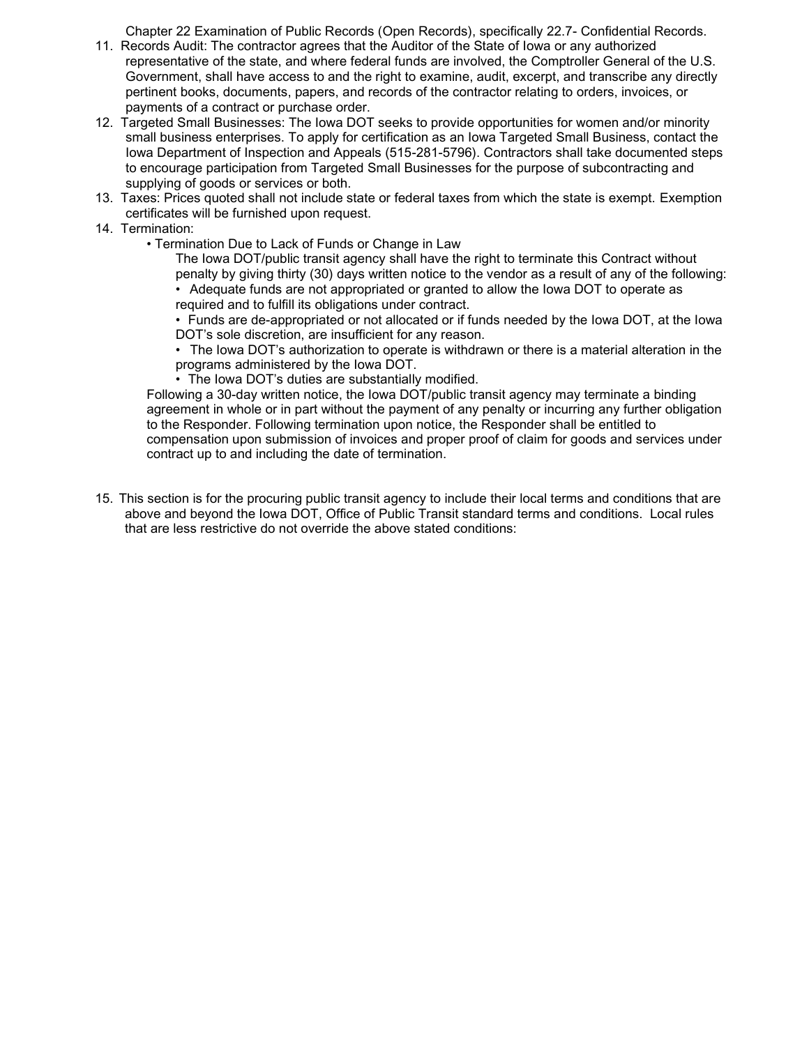Chapter 22 Examination of Public Records (Open Records), specifically 22.7- Confidential Records.

11. Records Audit: The contractor agrees that the Auditor of the State of Iowa or any authorized representative of the state, and where federal funds are involved, the Comptroller General of the U.S. Government, shall have access to and the right to examine, audit, excerpt, and transcribe any directly pertinent books, documents, papers, and records of the contractor relating to orders, invoices, or payments of a contract or purchase order.
12. Targeted Small Businesses: The Iowa DOT seeks to provide opportunities for women and/or minority small business enterprises. To apply for certification as an Iowa Targeted Small Business, contact the Iowa Department of Inspection and Appeals (515-281-5796). Contractors shall take documented steps to encourage participation from Targeted Small Businesses for the purpose of subcontracting and supplying of goods or services or both.
13. Taxes: Prices quoted shall not include state or federal taxes from which the state is exempt. Exemption certificates will be furnished upon request.
14. Termination:
    - Termination Due to Lack of Funds or Change in Law

      The Iowa DOT/public transit agency shall have the right to terminate this Contract without penalty by giving thirty (30) days written notice to the vendor as a result of any of the following:
      - Adequate funds are not appropriated or granted to allow the Iowa DOT to operate as required and to fulfill its obligations under contract.
      - Funds are de-appropriated or not allocated or if funds needed by the Iowa DOT, at the Iowa DOT's sole discretion, are insufficient for any reason.
      - The Iowa DOT's authorization to operate is withdrawn or there is a material alteration in the programs administered by the Iowa DOT.
      - The Iowa DOT's duties are substantially modified.

    Following a 30-day written notice, the Iowa DOT/public transit agency may terminate a binding agreement in whole or in part without the payment of any penalty or incurring any further obligation to the Responder. Following termination upon notice, the Responder shall be entitled to compensation upon submission of invoices and proper proof of claim for goods and services under contract up to and including the date of termination.

15. This section is for the procuring public transit agency to include their local terms and conditions that are above and beyond the Iowa DOT, Office of Public Transit standard terms and conditions. Local rules that are less restrictive do not override the above stated conditions: